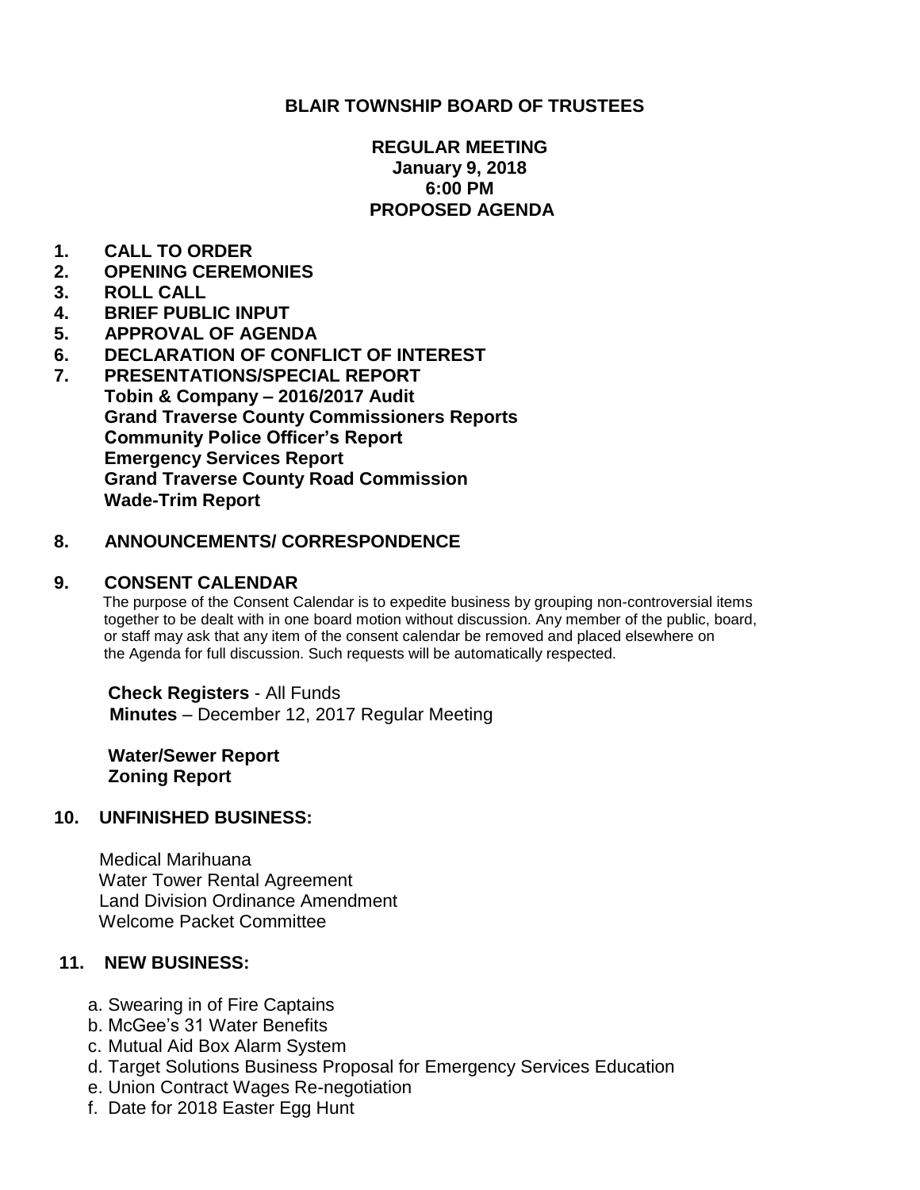# BLAIR TOWNSHIP BOARD OF TRUSTEES

**REGULAR MEETING**
**January 9, 2018**
**6:00 PM**
**PROPOSED AGENDA**

1. **CALL TO ORDER**
2. **OPENING CEREMONIES**
3. **ROLL CALL**
4. **BRIEF PUBLIC INPUT**
5. **APPROVAL OF AGENDA**
6. **DECLARATION OF CONFLICT OF INTEREST**
7. **PRESENTATIONS/SPECIAL REPORT**
   **Tobin & Company – 2016/2017 Audit**
   **Grand Traverse County Commissioners Reports**
   **Community Police Officer's Report**
   **Emergency Services Report**
   **Grand Traverse County Road Commission**
   **Wade-Trim Report**

8. **ANNOUNCEMENTS/ CORRESPONDENCE**

9. **CONSENT CALENDAR**
   The purpose of the Consent Calendar is to expedite business by grouping non-controversial items together to be dealt with in one board motion without discussion. Any member of the public, board, or staff may ask that any item of the consent calendar be removed and placed elsewhere on the Agenda for full discussion. Such requests will be automatically respected.

   **Check Registers** - All Funds
   **Minutes** – December 12, 2017 Regular Meeting

   **Water/Sewer Report**
   **Zoning Report**

10. **UNFINISHED BUSINESS:**

    Medical Marihuana
    Water Tower Rental Agreement
    Land Division Ordinance Amendment
    Welcome Packet Committee

11. **NEW BUSINESS:**

    a. Swearing in of Fire Captains
    b. McGee's 31 Water Benefits
    c. Mutual Aid Box Alarm System
    d. Target Solutions Business Proposal for Emergency Services Education
    e. Union Contract Wages Re-negotiation
    f. Date for 2018 Easter Egg Hunt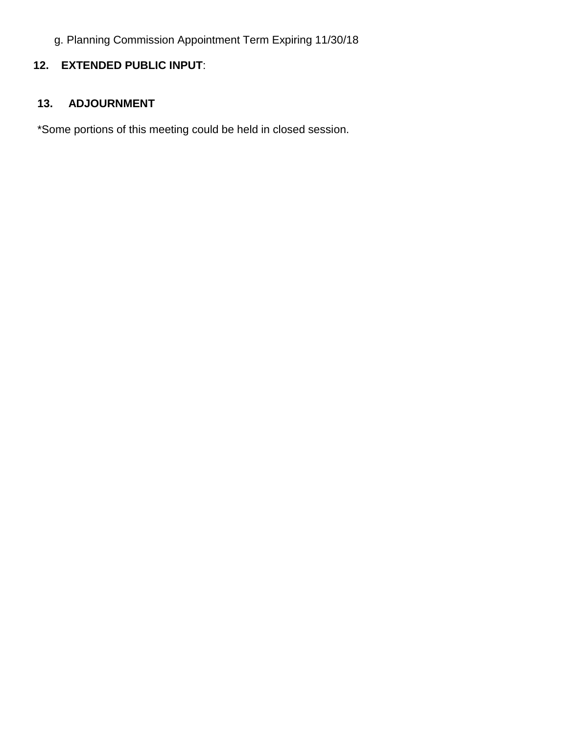g. Planning Commission Appointment Term Expiring 11/30/18

**12. EXTENDED PUBLIC INPUT**:

**13. ADJOURNMENT**

*Some portions of this meeting could be held in closed session.